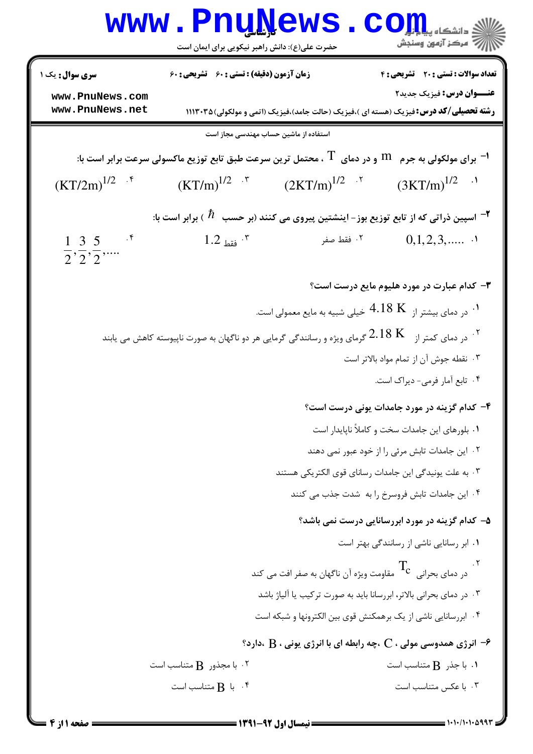استفاده از ماشین حساب مهندسی مجاز است

**سری سوال:** یک ۱ | **زمان آزمون (دقیقه) : تستی : ۶۰ تشریحی : ۶۰** | **تعداد سوالات : تستی : ۲۰ تشریحی : ۴**

**عنـــوان درس:** فیزیک جدید۲

**رشته تحصیلی/کد درس:** فیزیک (هسته ای )،فیزیک (حالت جامد)،فیزیک (اتمی و مولکولی)۱۱۱۳۰۳۵

**۱-** برای مولکولی به جرم $m$ و در دمای $T$ ، محتمل ترین سرعت طبق تابع توزیع ماکسولی سرعت برابر است با:

۱. $(3KT/m)^{1/2}$

۲. $(2KT/m)^{1/2}$

۳. $(KT/m)^{1/2}$

۴. $(KT/2m)^{1/2}$

**۲-** اسپین ذراتی که از تابع توزیع بوز- اینشتین پیروی می کنند (بر حسب $\hbar$ ) برابر است با:

۱. $0,1,2,3,.....$

۲. فقط صفر

۳. فقط $1.2$

۴. $\frac{1}{2},\frac{3}{2},\frac{5}{2},....$

**۳-** کدام عبارت در مورد هلیوم مایع درست است؟

۱. در دمای بیشتر از $4.18\ K$ خیلی شبیه به مایع معمولی است.

۲. در دمای کمتر از $2.18\ K$ گرمای ویژه و رسانندگی گرمایی هر دو ناگهان به صورت ناپیوسته کاهش می یابند

۳. نقطه جوش آن از تمام مواد بالاتر است

۴. تابع آمار فرمی- دیراک است.

**۴-** کدام گزینه در مورد جامدات یونی درست است؟

۱. بلورهای این جامدات سخت و کاملاً ناپایدار است

۲. این جامدات تابش مرئی را از خود عبور نمی دهند

۳. به علت یونیدگی این جامدات رسانای قوی الکتریکی هستند

۴. این جامدات تابش فروسرخ را به شدت جذب می کنند

**۵-** کدام گزینه در مورد ابررسانایی درست نمی باشد؟

۱. ابر رسانایی ناشی از رسانندگی بهتر است

۲. در دمای بحرانی $T_c$ مقاومت ویژه آن ناگهان به صفر افت می کند

۳. در دمای بحرانی بالاتر، ابررسانا باید به صورت ترکیب یا آلیاژ باشد

۴. ابررسانایی ناشی از یک برهمکنش قوی بین الکترونها و شبکه است

**۶-** انرژی همدوسی مولی ، $C$ ،چه رابطه ای با انرژی یونی ، $B$ ،دارد؟

۱. با جذر $B$ متناسب است

۲. با مجذور $B$ متناسب است

۳. با عکس متناسب است

۴. با $B$ متناسب است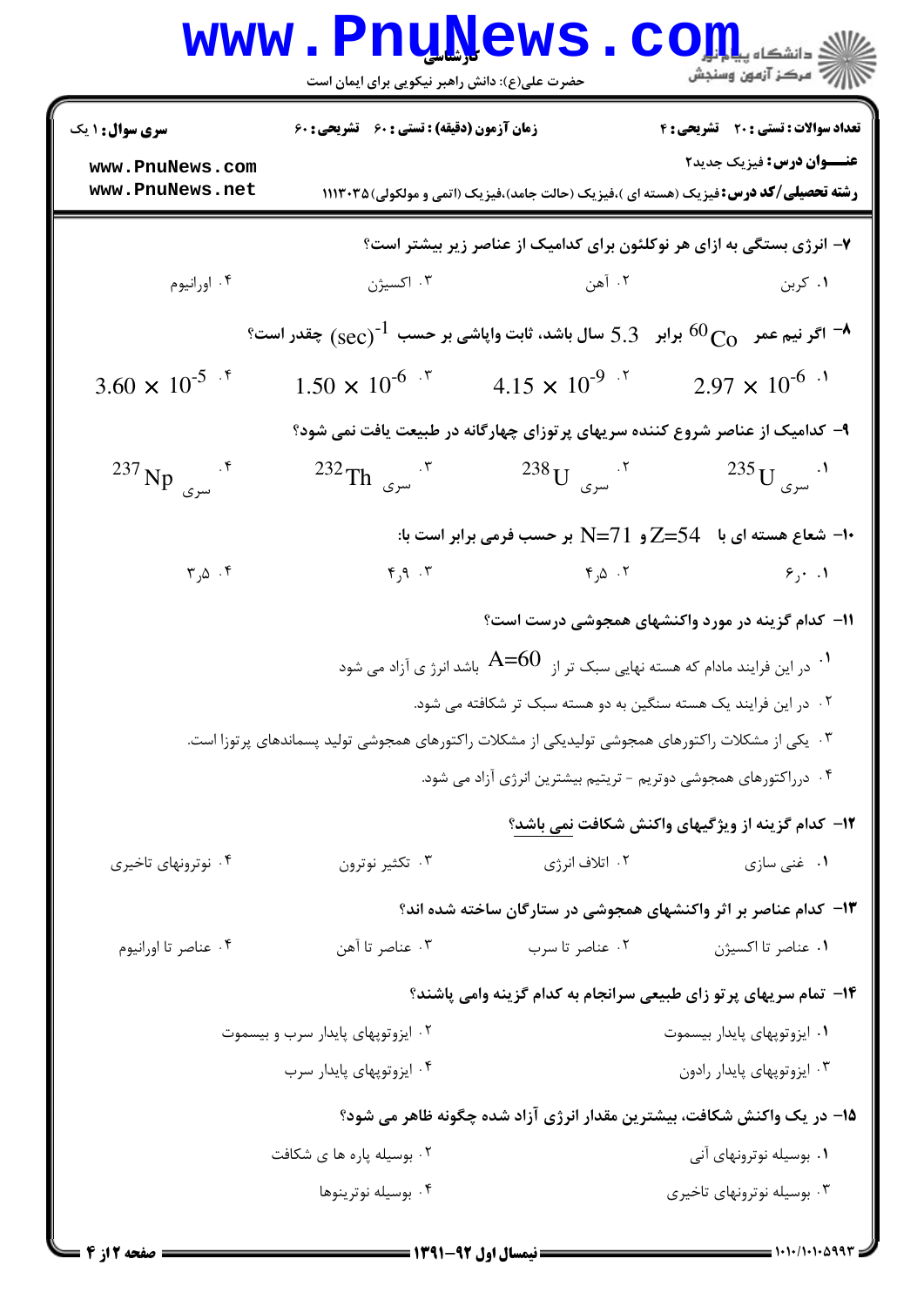۷- انرژی بستگی به ازای هر نوکلئون برای کدامیک از عناصر زیر بیشتر است؟

۱. کربن
۲. آهن
۳. اکسیژن
۴. اورانیوم

۸- اگر نیم عمر $^{60}Co$ برابر $5.3$ سال باشد، ثابت واپاشی بر حسب $(sec)^{-1}$ چقدر است؟

۱. $2.97 \times 10^{-6}$
۲. $4.15 \times 10^{-9}$
۳. $1.50 \times 10^{-6}$
۴. $3.60 \times 10^{-5}$

۹- کدامیک از عناصر شروع کننده سریهای پرتوزای چهارگانه در طبیعت یافت نمی شود؟

۱. سری $^{235}U$
۲. سری $^{238}U$
۳. سری $^{232}Th$
۴. سری $^{237}Np$

۱۰- شعاع هسته ای با $Z=54$ و $N=71$ بر حسب فرمی برابر است با:

۱. ۶٫۰
۲. ۴٫۵
۳. ۴٫۹
۴. ۳٫۵

۱۱- کدام گزینه در مورد واکنشهای همجوشی درست است؟

۱. در این فرایند مادام که هسته نهایی سبک تر از $A=60$ باشد انرژ ی آزاد می شود
۲. در این فرایند یک هسته سنگین به دو هسته سبک تر شکافته می شود.
۳. یکی از مشکلات راکتورهای همجوشی تولیدیکی از مشکلات راکتورهای همجوشی تولید پسماندهای پرتوزا است.
۴. درراکتورهای همجوشی دوتریم - تریتیم بیشترین انرژی آزاد می شود.

۱۲- کدام گزینه از ویژگیهای واکنش شکافت نمی باشد؟

۱. غنی سازی
۲. اتلاف انرژی
۳. تکثیر نوترون
۴. نوترونهای تاخیری

۱۳- کدام عناصر بر اثر واکنشهای همجوشی در ستارگان ساخته شده اند؟

۱. عناصر تا اکسیژن
۲. عناصر تا سرب
۳. عناصر تا آهن
۴. عناصر تا اورانیوم

۱۴- تمام سریهای پرتو زای طبیعی سرانجام به کدام گزینه وامی پاشند؟

۱. ایزوتوپهای پایدار بیسموت
۲. ایزوتوپهای پایدار سرب و بیسموت
۳. ایزوتوپهای پایدار رادون
۴. ایزوتوپهای پایدار سرب

۱۵- در یک واکنش شکافت، بیشترین مقدار انرژی آزاد شده چگونه ظاهر می شود؟

۱. بوسیله نوترونهای آنی
۲. بوسیله پاره ها ی شکافت
۳. بوسیله نوترونهای تاخیری
۴. بوسیله نوترینوها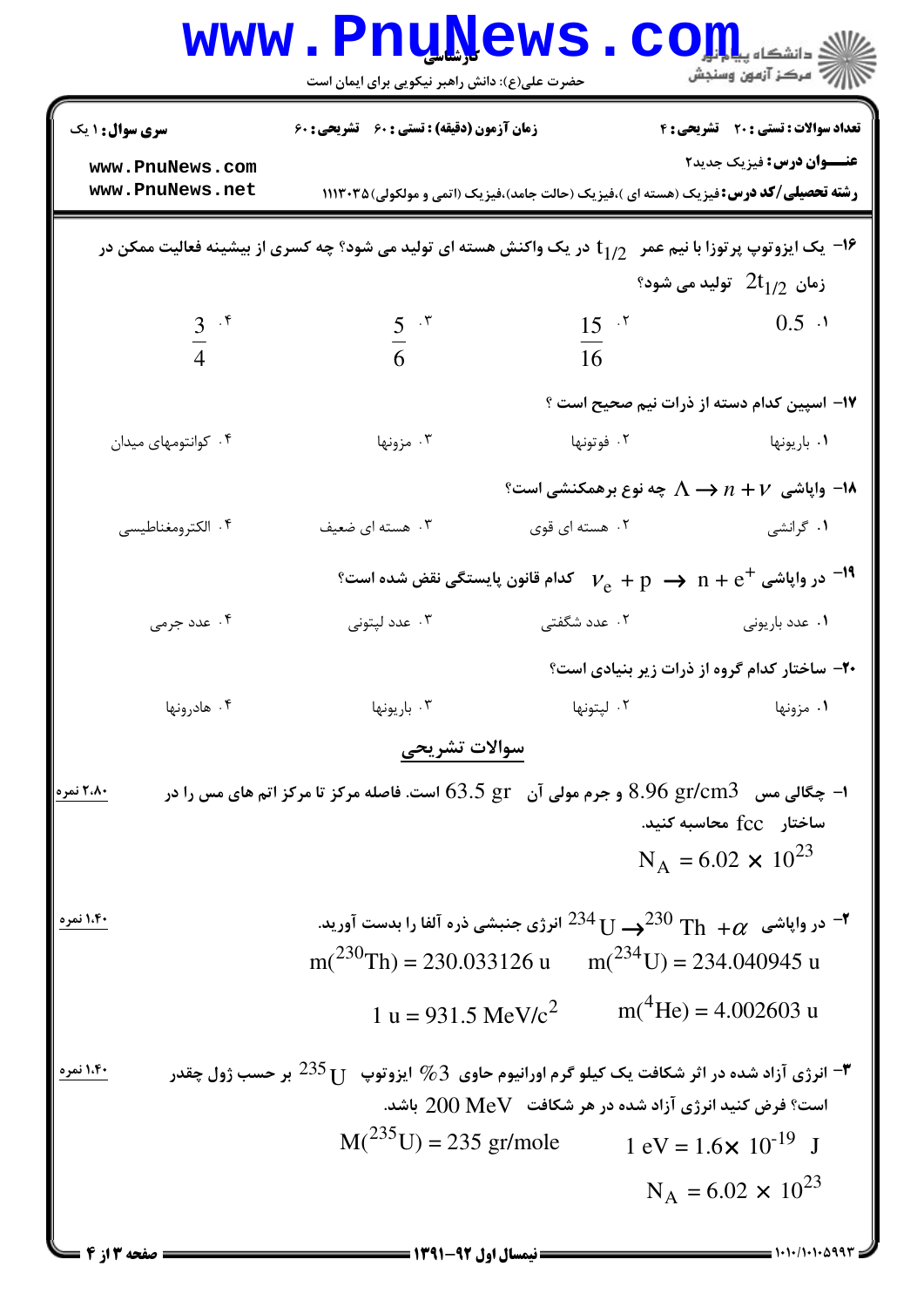۱۶- یک ایزوتوپ پرتوزا با نیم عمر $t_{1/2}$ در یک واکنش هسته ای تولید می شود؟ چه کسری از بیشینه فعالیت ممکن در زمان $2t_{1/2}$ تولید می شود؟

۱. 0.5

۲. $\frac{15}{16}$

۳. $\frac{5}{6}$

۴. $\frac{3}{4}$

۱۷- اسپین کدام دسته از ذرات نیم صحیح است ؟

۱. باریونها

۲. فوتونها

۳. مزونها

۴. کوانتومهای میدان

۱۸- واپاشی $\Lambda \rightarrow n + \nu$ چه نوع برهمکنشی است؟

۱. گرانشی

۲. هسته ای قوی

۳. هسته ای ضعیف

۴. الکترومغناطیسی

۱۹- در واپاشی $\nu_e + p \rightarrow n + e^{+}$ کدام قانون پایستگی نقض شده است؟

۱. عدد باریونی

۲. عدد شگفتی

۳. عدد لپتونی

۴. عدد جرمی

۲۰- ساختار کدام گروه از ذرات زیر بنیادی است؟

۱. مزونها

۲. لپتونها

۳. باریونها

۴. هادرونها

## سوالات تشریحی

۱- چگالی مس $8.96\ gr/cm3$ و جرم مولی آن $63.5\ gr$ است. فاصله مرکز تا مرکز اتم های مس را در ساختار fcc محاسبه کنید. (۲،۸۰ نمره)

$$N_A = 6.02 \times 10^{23}$$

۲- در واپاشی $^{234}U \rightarrow {}^{230}Th + \alpha$ انرژی جنبشی ذره آلفا را بدست آورید. (۱،۴۰ نمره)

$$m(^{234}U) = 234.040945\ u \qquad m(^{230}Th) = 230.033126\ u$$

$$m(^{4}He) = 4.002603\ u \qquad 1\ u = 931.5\ MeV/c^2$$

۳- انرژی آزاد شده در اثر شکافت یک کیلو گرم اورانیوم حاوی $3\%$ ایزوتوپ $^{235}U$ بر حسب ژول چقدر است؟ فرض کنید انرژی آزاد شده در هر شکافت $200\ MeV$ باشد. (۱،۴۰ نمره)

$$1\ eV = 1.6\times 10^{-19}\ J \qquad M(^{235}U) = 235\ gr/mole$$

$$N_A = 6.02 \times 10^{23}$$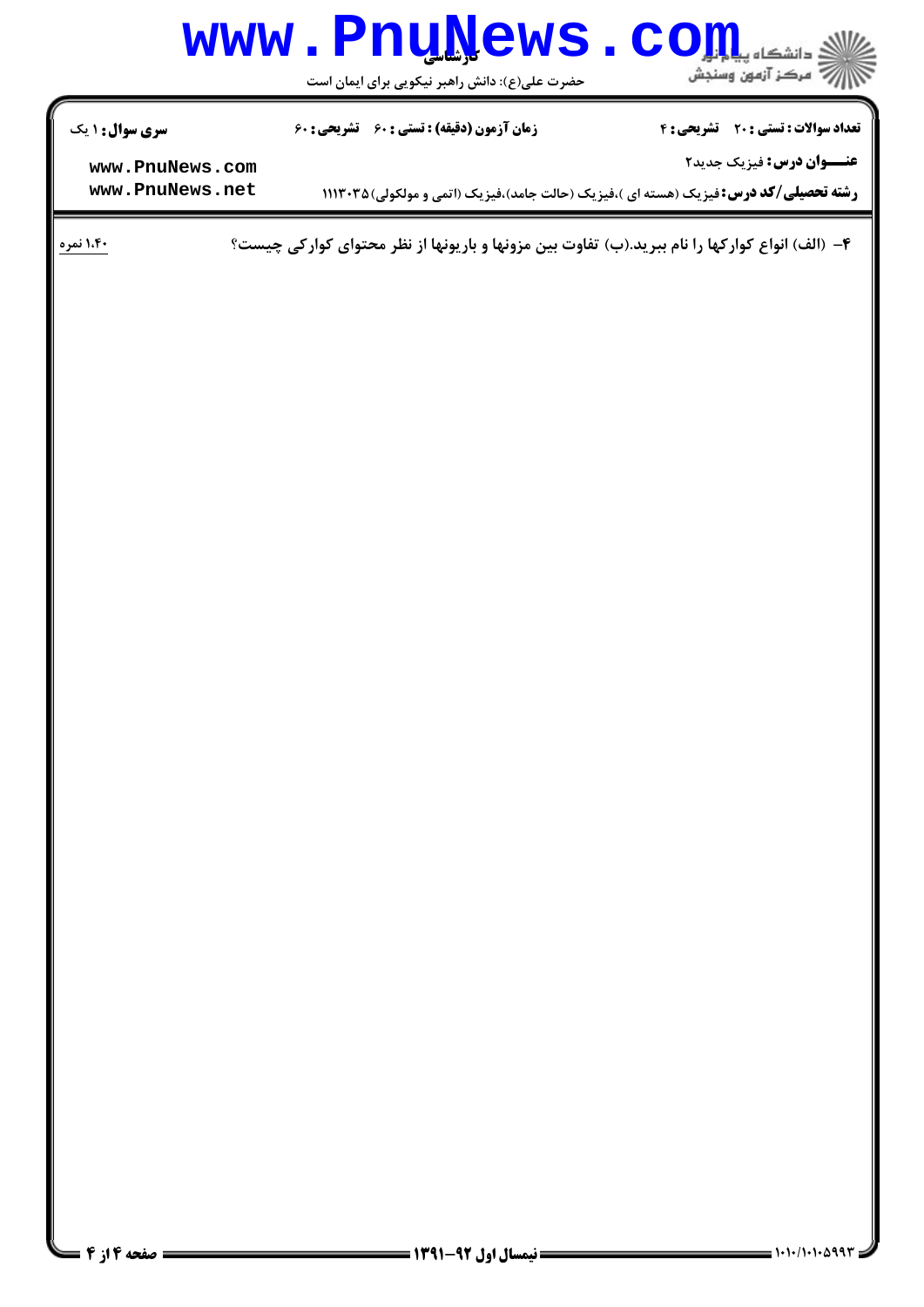۴– (الف) انواع کوارکها را نام ببرید.(ب) تفاوت بین مزونها و باریونها از نظر محتوای کوارکی چیست؟ 

۱.۴۰ نمره